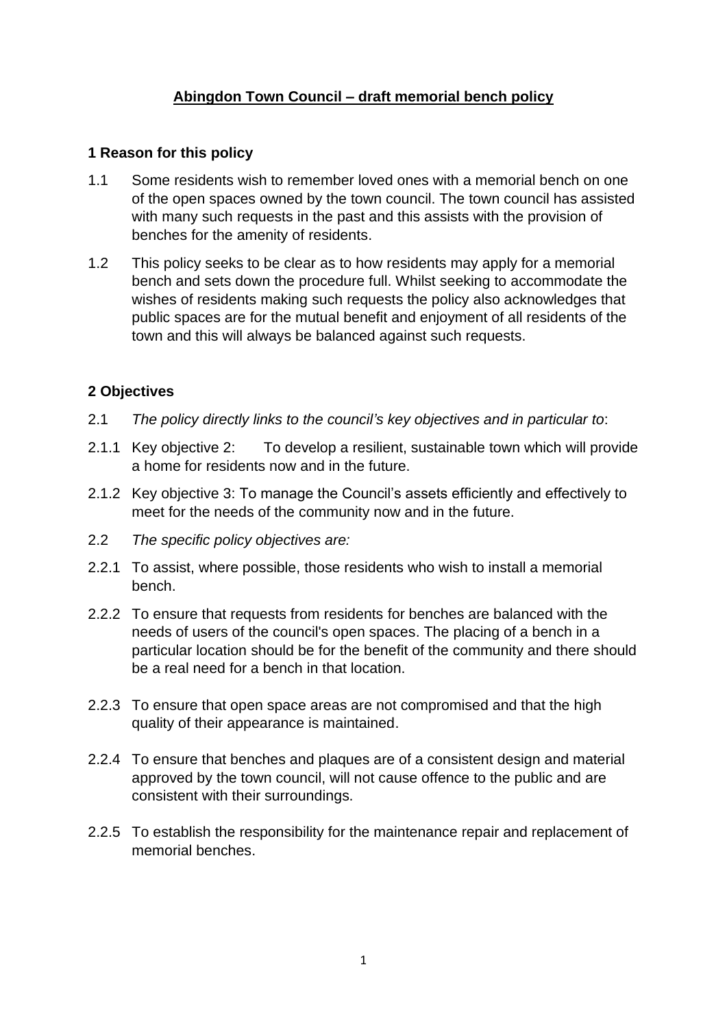# Abingdon Town Council – draft memorial bench policy

## 1 Reason for this policy

1.1 Some residents wish to remember loved ones with a memorial bench on one of the open spaces owned by the town council. The town council has assisted with many such requests in the past and this assists with the provision of benches for the amenity of residents.

1.2 This policy seeks to be clear as to how residents may apply for a memorial bench and sets down the procedure full. Whilst seeking to accommodate the wishes of residents making such requests the policy also acknowledges that public spaces are for the mutual benefit and enjoyment of all residents of the town and this will always be balanced against such requests.

## 2 Objectives

2.1 *The policy directly links to the council's key objectives and in particular to*:

2.1.1 Key objective 2: To develop a resilient, sustainable town which will provide a home for residents now and in the future.

2.1.2 Key objective 3: To manage the Council's assets efficiently and effectively to meet for the needs of the community now and in the future.

2.2 *The specific policy objectives are:*

2.2.1 To assist, where possible, those residents who wish to install a memorial bench.

2.2.2 To ensure that requests from residents for benches are balanced with the needs of users of the council's open spaces. The placing of a bench in a particular location should be for the benefit of the community and there should be a real need for a bench in that location.

2.2.3 To ensure that open space areas are not compromised and that the high quality of their appearance is maintained.

2.2.4 To ensure that benches and plaques are of a consistent design and material approved by the town council, will not cause offence to the public and are consistent with their surroundings.

2.2.5 To establish the responsibility for the maintenance repair and replacement of memorial benches.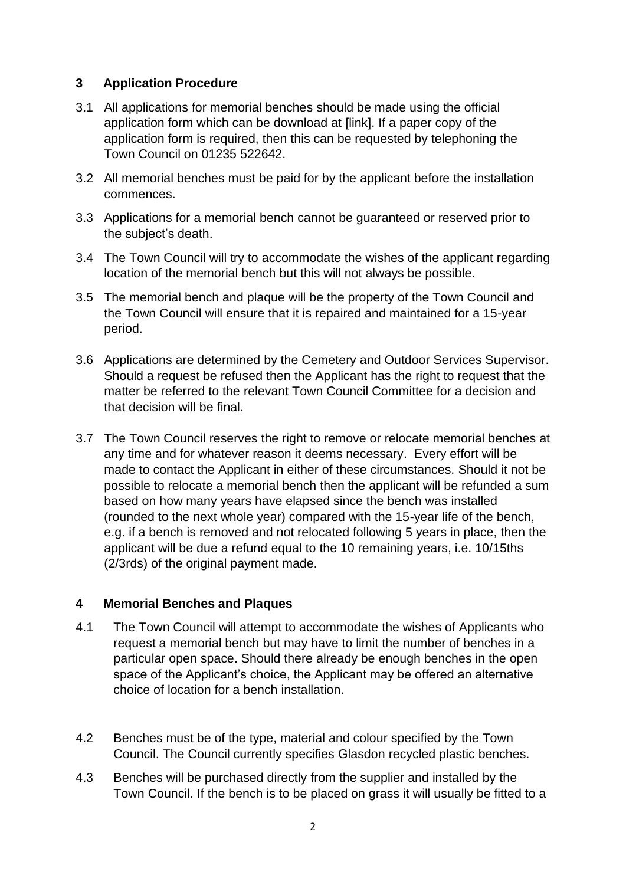## 3 Application Procedure

3.1 All applications for memorial benches should be made using the official application form which can be download at [link]. If a paper copy of the application form is required, then this can be requested by telephoning the Town Council on 01235 522642.

3.2 All memorial benches must be paid for by the applicant before the installation commences.

3.3 Applications for a memorial bench cannot be guaranteed or reserved prior to the subject's death.

3.4 The Town Council will try to accommodate the wishes of the applicant regarding location of the memorial bench but this will not always be possible.

3.5 The memorial bench and plaque will be the property of the Town Council and the Town Council will ensure that it is repaired and maintained for a 15-year period.

3.6 Applications are determined by the Cemetery and Outdoor Services Supervisor. Should a request be refused then the Applicant has the right to request that the matter be referred to the relevant Town Council Committee for a decision and that decision will be final.

3.7 The Town Council reserves the right to remove or relocate memorial benches at any time and for whatever reason it deems necessary. Every effort will be made to contact the Applicant in either of these circumstances. Should it not be possible to relocate a memorial bench then the applicant will be refunded a sum based on how many years have elapsed since the bench was installed (rounded to the next whole year) compared with the 15-year life of the bench, e.g. if a bench is removed and not relocated following 5 years in place, then the applicant will be due a refund equal to the 10 remaining years, i.e. 10/15ths (2/3rds) of the original payment made.

## 4 Memorial Benches and Plaques

4.1 The Town Council will attempt to accommodate the wishes of Applicants who request a memorial bench but may have to limit the number of benches in a particular open space. Should there already be enough benches in the open space of the Applicant's choice, the Applicant may be offered an alternative choice of location for a bench installation.

4.2 Benches must be of the type, material and colour specified by the Town Council. The Council currently specifies Glasdon recycled plastic benches.

4.3 Benches will be purchased directly from the supplier and installed by the Town Council. If the bench is to be placed on grass it will usually be fitted to a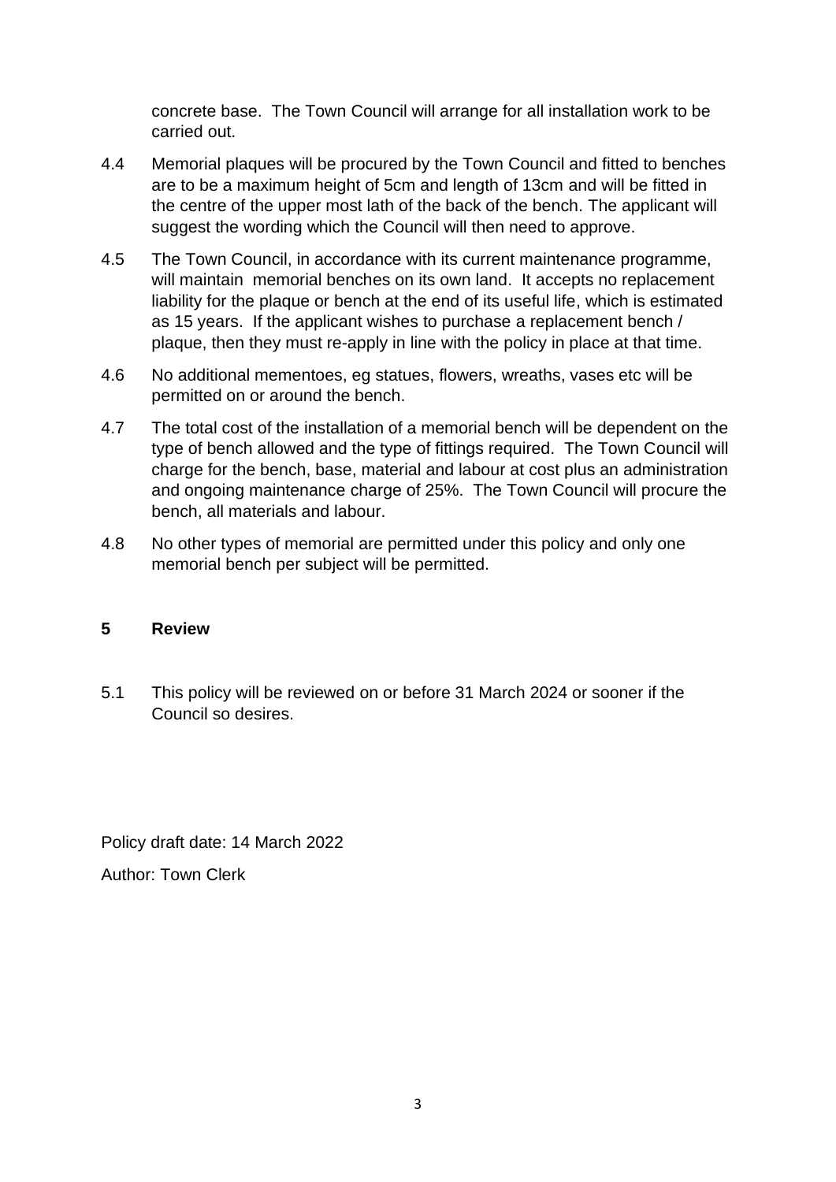concrete base. The Town Council will arrange for all installation work to be carried out.

4.4 Memorial plaques will be procured by the Town Council and fitted to benches are to be a maximum height of 5cm and length of 13cm and will be fitted in the centre of the upper most lath of the back of the bench. The applicant will suggest the wording which the Council will then need to approve.

4.5 The Town Council, in accordance with its current maintenance programme, will maintain memorial benches on its own land. It accepts no replacement liability for the plaque or bench at the end of its useful life, which is estimated as 15 years. If the applicant wishes to purchase a replacement bench / plaque, then they must re-apply in line with the policy in place at that time.

4.6 No additional mementoes, eg statues, flowers, wreaths, vases etc will be permitted on or around the bench.

4.7 The total cost of the installation of a memorial bench will be dependent on the type of bench allowed and the type of fittings required. The Town Council will charge for the bench, base, material and labour at cost plus an administration and ongoing maintenance charge of 25%. The Town Council will procure the bench, all materials and labour.

4.8 No other types of memorial are permitted under this policy and only one memorial bench per subject will be permitted.

## 5 Review

5.1 This policy will be reviewed on or before 31 March 2024 or sooner if the Council so desires.

Policy draft date: 14 March 2022

Author: Town Clerk